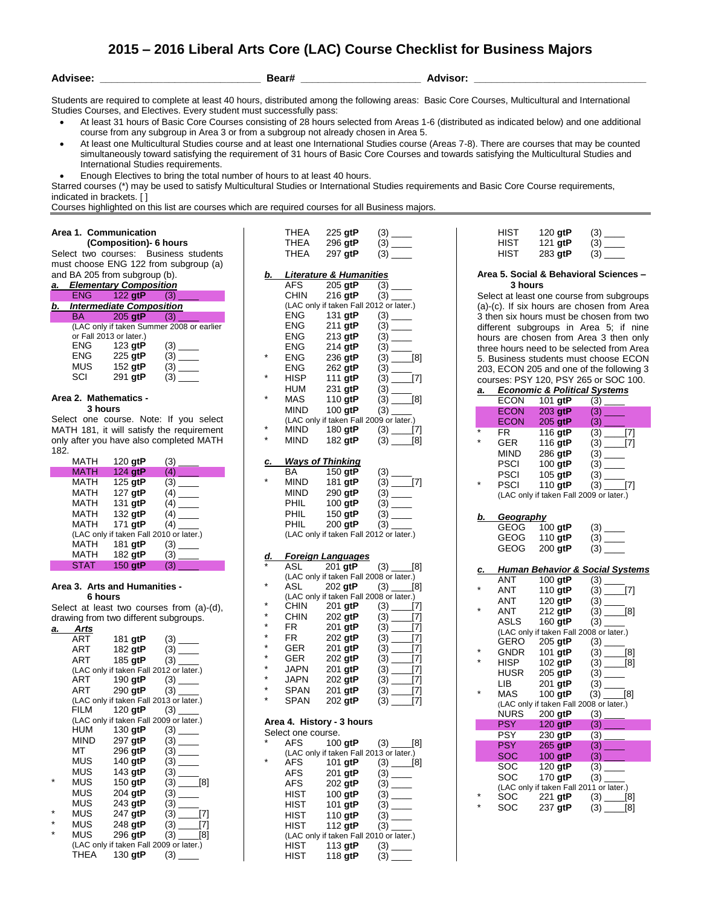# 2015 – 2016 Liberal Arts Core (LAC) Course Checklist for Business Majors

**Advisee:** ____________________________ **Bear#** _____________________ **Advisor:** ______________________________

Students are required to complete at least 40 hours, distributed among the following areas: Basic Core Courses, Multicultural and International Studies Courses, and Electives. Every student must successfully pass:

- At least 31 hours of Basic Core Courses consisting of 28 hours selected from Areas 1-6 (distributed as indicated below) and one additional course from any subgroup in Area 3 or from a subgroup not already chosen in Area 5.
- At least one Multicultural Studies course and at least one International Studies course (Areas 7-8). There are courses that may be counted simultaneously toward satisfying the requirement of 31 hours of Basic Core Courses and towards satisfying the Multicultural Studies and International Studies requirements.
- Enough Electives to bring the total number of hours to at least 40 hours.

Starred courses (*) may be used to satisfy Multicultural Studies or International Studies requirements and Basic Core Course requirements, indicated in brackets. [ ]

Courses highlighted on this list are courses which are required courses for all Business majors.

---

## Area 1. Communication (Composition)- 6 hours

Select two courses: Business students must choose ENG 122 from subgroup (a) and BA 205 from subgroup (b).

***a. Elementary Composition***

- ENG 122 **gtP** (3) ____ *(highlighted)*

***b. Intermediate Composition***

- BA 205 **gtP** (3) ____ *(highlighted)*

(LAC only if taken Summer 2008 or earlier or Fall 2013 or later.)

- ENG 123 **gtP** (3) ____
- ENG 225 **gtP** (3) ____
- MUS 152 **gtP** (3) ____
- SCI 291 **gtP** (3) ____

## Area 2. Mathematics - 3 hours

Select one course. Note: If you select MATH 181, it will satisfy the requirement only after you have also completed MATH 182.

- MATH 120 **gtP** (3) ____
- MATH 124 **gtP** (4) ____ *(highlighted)*
- MATH 125 **gtP** (3) ____
- MATH 127 **gtP** (4) ____
- MATH 131 **gtP** (4) ____
- MATH 132 **gtP** (4) ____
- MATH 171 **gtP** (4) ____

(LAC only if taken Fall 2010 or later.)

- MATH 181 **gtP** (3) ____
- MATH 182 **gtP** (3) ____
- STAT 150 **gtP** (3) ____ *(highlighted)*

## Area 3. Arts and Humanities - 6 hours

Select at least two courses from (a)-(d), drawing from two different subgroups.

***a. Arts***

- ART 181 **gtP** (3) ____
- ART 182 **gtP** (3) ____
- ART 185 **gtP** (3) ____

(LAC only if taken Fall 2012 or later.)

- ART 190 **gtP** (3) ____
- ART 290 **gtP** (3) ____

(LAC only if taken Fall 2013 or later.)

- FILM 120 **gtP** (3) ____

(LAC only if taken Fall 2009 or later.)

- HUM 130 **gtP** (3) ____
- MIND 297 **gtP** (3) ____
- MT 296 **gtP** (3) ____
- MUS 140 **gtP** (3) ____
- MUS 143 **gtP** (3) ____
- \* MUS 150 **gtP** (3) ____[8]
- MUS 204 **gtP** (3) ____
- MUS 243 **gtP** (3) ____
- \* MUS 247 **gtP** (3) ____[7]
- \* MUS 248 **gtP** (3) ____[7]
- \* MUS 296 **gtP** (3) ____[8]

(LAC only if taken Fall 2009 or later.)

- THEA 130 **gtP** (3) ____
- THEA 225 **gtP** (3) ____
- THEA 296 **gtP** (3) ____
- THEA 297 **gtP** (3) ____

***b. Literature & Humanities***

- AFS 205 **gtP** (3) ____
- CHIN 216 **gtP** (3) ____

(LAC only if taken Fall 2012 or later.)

- ENG 131 **gtP** (3) ____
- ENG 211 **gtP** (3) ____
- ENG 213 **gtP** (3) ____
- ENG 214 **gtP** (3) ____
- \* ENG 236 **gtP** (3) ____[8]
- ENG 262 **gtP** (3) ____
- \* HISP 111 **gtP** (3) ____[7]
- HUM 231 **gtP** (3) ____
- \* MAS 110 **gtP** (3) ____[8]
- MIND 100 **gtP** (3) ____

(LAC only if taken Fall 2009 or later.)

- \* MIND 180 **gtP** (3) ____[7]
- \* MIND 182 **gtP** (3) ____[8]

***c. Ways of Thinking***

- BA 150 **gtP** (3) ____
- \* MIND 181 **gtP** (3) ____[7]
- MIND 290 **gtP** (3) ____
- PHIL 100 **gtP** (3) ____
- PHIL 150 **gtP** (3) ____
- PHIL 200 **gtP** (3) ____

(LAC only if taken Fall 2012 or later.)

***d. Foreign Languages***

- \* ASL 201 **gtP** (3) ____[8]

(LAC only if taken Fall 2008 or later.)

- \* ASL 202 **gtP** (3) ____[8]

(LAC only if taken Fall 2008 or later.)

- \* CHIN 201 **gtP** (3) ____[7]
- \* CHIN 202 **gtP** (3) ____[7]
- \* FR 201 **gtP** (3) ____[7]
- \* FR 202 **gtP** (3) ____[7]
- \* GER 201 **gtP** (3) ____[7]
- \* GER 202 **gtP** (3) ____[7]
- \* JAPN 201 **gtP** (3) ____[7]
- \* JAPN 202 **gtP** (3) ____[7]
- \* SPAN 201 **gtP** (3) ____[7]
- \* SPAN 202 **gtP** (3) ____[7]

## Area 4. History - 3 hours

Select one course.

- \* AFS 100 **gtP** (3) ____[8]

(LAC only if taken Fall 2013 or later.)

- \* AFS 101 **gtP** (3) ____[8]
- AFS 201 **gtP** (3) ____
- AFS 202 **gtP** (3) ____
- HIST 100 **gtP** (3) ____
- HIST 101 **gtP** (3) ____
- HIST 110 **gtP** (3) ____
- HIST 112 **gtP** (3) ____

(LAC only if taken Fall 2010 or later.)

- HIST 113 **gtP** (3) ____
- HIST 118 **gtP** (3) ____
- HIST 120 **gtP** (3) ____
- HIST 121 **gtP** (3) ____
- HIST 283 **gtP** (3) ____

## Area 5. Social & Behavioral Sciences – 3 hours

Select at least one course from subgroups (a)-(c). If six hours are chosen from Area 3 then six hours must be chosen from two different subgroups in Area 5; if nine hours are chosen from Area 3 then only three hours need to be selected from Area 5. Business students must choose ECON 203, ECON 205 and one of the following 3 courses: PSY 120, PSY 265 or SOC 100.

***a. Economic & Political Systems***

- ECON 101 **gtP** (3) ____
- ECON 203 **gtP** (3) ____ *(highlighted)*
- ECON 205 **gtP** (3) ____ *(highlighted)*
- \* FR 116 **gtP** (3) ____[7]
- \* GER 116 **gtP** (3) ____[7]
- MIND 286 **gtP** (3) ____
- PSCI 100 **gtP** (3) ____
- PSCI 105 **gtP** (3) ____
- \* PSCI 110 **gtP** (3) ____[7]

(LAC only if taken Fall 2009 or later.)

***b. Geography***

- GEOG 100 **gtP** (3) ____
- GEOG 110 **gtP** (3) ____
- GEOG 200 **gtP** (3) ____

***c. Human Behavior & Social Systems***

- ANT 100 **gtP** (3) ____
- \* ANT 110 **gtP** (3) ____[7]
- ANT 120 **gtP** (3) ____
- \* ANT 212 **gtP** (3) ____[8]
- ASLS 160 **gtP** (3) ____

(LAC only if taken Fall 2008 or later.)

- GERO 205 **gtP** (3) ____
- \* GNDR 101 **gtP** (3) ____[8]
- \* HISP 102 **gtP** (3) ____[8]
- HUSR 205 **gtP** (3) ____
- LIB 201 **gtP** (3) ____
- \* MAS 100 **gtP** (3) ____[8]

(LAC only if taken Fall 2008 or later.)

- NURS 200 **gtP** (3) ____
- PSY 120 **gtP** (3) ____ *(highlighted)*
- PSY 230 **gtP** (3) ____
- PSY 265 **gtP** (3) ____ *(highlighted)*
- SOC 100 **gtP** (3) ____ *(highlighted)*
- SOC 120 **gtP** (3) ____
- SOC 170 **gtP** (3) ____

(LAC only if taken Fall 2011 or later.)

- \* SOC 221 **gtP** (3) ____[8]
- \* SOC 237 **gtP** (3) ____[8]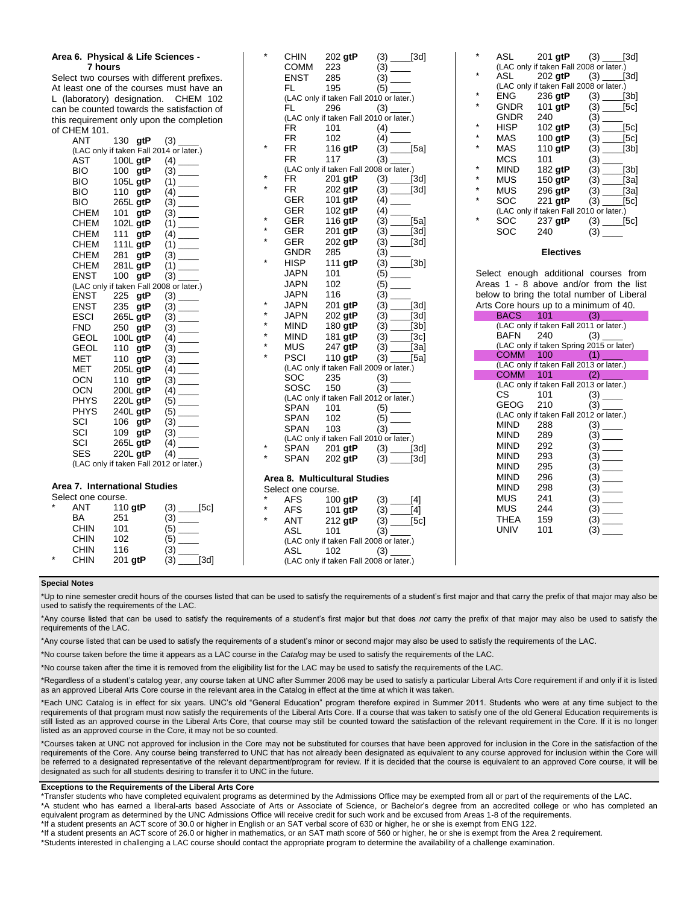## Area 6. Physical & Life Sciences - 7 hours

Select two courses with different prefixes. At least one of the courses must have an L (laboratory) designation. CHEM 102 can be counted towards the satisfaction of this requirement only upon the completion of CHEM 101.

| | | | |
|---|---|---|---|
| | ANT | 130 **gtP** | (3) ____ |
| | (LAC only if taken Fall 2014 or later.) | | |
| | AST | 100L **gtP** | (4) ____ |
| | BIO | 100 **gtP** | (3) ____ |
| | BIO | 105L **gtP** | (1) ____ |
| | BIO | 110 **gtP** | (4) ____ |
| | BIO | 265L **gtP** | (3) ____ |
| | CHEM | 101 **gtP** | (3) ____ |
| | CHEM | 102L **gtP** | (1) ____ |
| | CHEM | 111 **gtP** | (4) ____ |
| | CHEM | 111L **gtP** | (1) ____ |
| | CHEM | 281 **gtP** | (3) ____ |
| | CHEM | 281L **gtP** | (1) ____ |
| | ENST | 100 **gtP** | (3) ____ |
| | (LAC only if taken Fall 2008 or later.) | | |
| | ENST | 225 **gtP** | (3) ____ |
| | ENST | 235 **gtP** | (3) ____ |
| | ESCI | 265L **gtP** | (3) ____ |
| | FND | 250 **gtP** | (3) ____ |
| | GEOL | 100L **gtP** | (4) ____ |
| | GEOL | 110 **gtP** | (3) ____ |
| | MET | 110 **gtP** | (3) ____ |
| | MET | 205L **gtP** | (4) ____ |
| | OCN | 110 **gtP** | (3) ____ |
| | OCN | 200L **gtP** | (4) ____ |
| | PHYS | 220L **gtP** | (5) ____ |
| | PHYS | 240L **gtP** | (5) ____ |
| | SCI | 106 **gtP** | (3) ____ |
| | SCI | 109 **gtP** | (3) ____ |
| | SCI | 265L **gtP** | (4) ____ |
| | SES | 220L **gtP** | (4) ____ |
| | (LAC only if taken Fall 2012 or later.) | | |

## Area 7. International Studies

Select one course.

| | | | |
|---|---|---|---|
| * | ANT | 110 **gtP** | (3) ____[5c] |
| | BA | 251 | (3) ____ |
| | CHIN | 101 | (5) ____ |
| | CHIN | 102 | (5) ____ |
| | CHIN | 116 | (3) ____ |
| * | CHIN | 201 **gtP** | (3) ____[3d] |
| * | CHIN | 202 **gtP** | (3) ____[3d] |
| | COMM | 223 | (3) ____ |
| | ENST | 285 | (3) ____ |
| | FL | 195 | (5) ____ |
| | (LAC only if taken Fall 2010 or later.) | | |
| | FL | 296 | (3) ____ |
| | (LAC only if taken Fall 2010 or later.) | | |
| | FR | 101 | (4) ____ |
| | FR | 102 | (4) ____ |
| * | FR | 116 **gtP** | (3) ____[5a] |
| | FR | 117 | (3) ____ |
| | (LAC only if taken Fall 2008 or later.) | | |
| * | FR | 201 **gtP** | (3) ____[3d] |
| * | FR | 202 **gtP** | (3) ____[3d] |
| | GER | 101 **gtP** | (4) ____ |
| | GER | 102 **gtP** | (4) ____ |
| * | GER | 116 **gtP** | (3) ____[5a] |
| * | GER | 201 **gtP** | (3) ____[3d] |
| * | GER | 202 **gtP** | (3) ____[3d] |
| | GNDR | 285 | (3) ____ |
| * | HISP | 111 **gtP** | (3) ____[3b] |
| | JAPN | 101 | (5) ____ |
| | JAPN | 102 | (5) ____ |
| | JAPN | 116 | (3) ____ |
| * | JAPN | 201 **gtP** | (3) ____[3d] |
| * | JAPN | 202 **gtP** | (3) ____[3d] |
| * | MIND | 180 **gtP** | (3) ____[3b] |
| * | MIND | 181 **gtP** | (3) ____[3c] |
| * | MUS | 247 **gtP** | (3) ____[3a] |
| * | PSCI | 110 **gtP** | (3) ____[5a] |
| | (LAC only if taken Fall 2009 or later.) | | |
| | SOC | 235 | (3) ____ |
| | SOSC | 150 | (3) ____ |
| | (LAC only if taken Fall 2012 or later.) | | |
| | SPAN | 101 | (5) ____ |
| | SPAN | 102 | (5) ____ |
| | SPAN | 103 | (3) ____ |
| | (LAC only if taken Fall 2010 or later.) | | |
| * | SPAN | 201 **gtP** | (3) ____[3d] |
| * | SPAN | 202 **gtP** | (3) ____[3d] |

## Area 8. Multicultural Studies

Select one course.

| | | | |
|---|---|---|---|
| * | AFS | 100 **gtP** | (3) ____[4] |
| * | AFS | 101 **gtP** | (3) ____[4] |
| * | ANT | 212 **gtP** | (3) ____[5c] |
| | ASL | 101 | (3) ____ |
| | (LAC only if taken Fall 2008 or later.) | | |
| | ASL | 102 | (3) ____ |
| | (LAC only if taken Fall 2008 or later.) | | |
| * | ASL | 201 **gtP** | (3) ____[3d] |
| | (LAC only if taken Fall 2008 or later.) | | |
| * | ASL | 202 **gtP** | (3) ____[3d] |
| | (LAC only if taken Fall 2008 or later.) | | |
| * | ENG | 236 **gtP** | (3) ____[3b] |
| * | GNDR | 101 **gtP** | (3) ____[5c] |
| | GNDR | 240 | (3) ____ |
| * | HISP | 102 **gtP** | (3) ____[5c] |
| * | MAS | 100 **gtP** | (3) ____[5c] |
| * | MAS | 110 **gtP** | (3) ____[3b] |
| | MCS | 101 | (3) ____ |
| * | MIND | 182 **gtP** | (3) ____[3b] |
| * | MUS | 150 **gtP** | (3) ____[3a] |
| * | MUS | 296 **gtP** | (3) ____[3a] |
| * | SOC | 221 **gtP** | (3) ____[5c] |
| | (LAC only if taken Fall 2010 or later.) | | |
| * | SOC | 237 **gtP** | (3) ____[5c] |
| | SOC | 240 | (3) ____ |

## Electives

Select enough additional courses from Areas 1 - 8 above and/or from the list below to bring the total number of Liberal Arts Core hours up to a minimum of 40.

| | | |
|---|---|---|
| BACS | 101 | (3) ____ |
| (LAC only if taken Fall 2011 or later.) | | |
| BAFN | 240 | (3) ____ |
| (LAC only if taken Spring 2015 or later) | | |
| COMM | 100 | (1) ____ |
| (LAC only if taken Fall 2013 or later.) | | |
| COMM | 101 | (2) ____ |
| (LAC only if taken Fall 2013 or later.) | | |
| CS | 101 | (3) ____ |
| GEOG | 210 | (3) ____ |
| (LAC only if taken Fall 2012 or later.) | | |
| MIND | 288 | (3) ____ |
| MIND | 289 | (3) ____ |
| MIND | 292 | (3) ____ |
| MIND | 293 | (3) ____ |
| MIND | 295 | (3) ____ |
| MIND | 296 | (3) ____ |
| MIND | 298 | (3) ____ |
| MUS | 241 | (3) ____ |
| MUS | 244 | (3) ____ |
| THEA | 159 | (3) ____ |
| UNIV | 101 | (3) ____ |

### Special Notes

*Up to nine semester credit hours of the courses listed that can be used to satisfy the requirements of a student's first major and that carry the prefix of that major may also be used to satisfy the requirements of the LAC.

*Any course listed that can be used to satisfy the requirements of a student's first major but that does *not* carry the prefix of that major may also be used to satisfy the requirements of the LAC.

*Any course listed that can be used to satisfy the requirements of a student's minor or second major may also be used to satisfy the requirements of the LAC.

*No course taken before the time it appears as a LAC course in the *Catalog* may be used to satisfy the requirements of the LAC.

*No course taken after the time it is removed from the eligibility list for the LAC may be used to satisfy the requirements of the LAC.

*Regardless of a student's catalog year, any course taken at UNC after Summer 2006 may be used to satisfy a particular Liberal Arts Core requirement if and only if it is listed as an approved Liberal Arts Core course in the relevant area in the Catalog in effect at the time at which it was taken.

*Each UNC Catalog is in effect for six years. UNC's old "General Education" program therefore expired in Summer 2011. Students who were at any time subject to the requirements of that program must now satisfy the requirements of the Liberal Arts Core. If a course that was taken to satisfy one of the old General Education requirements is still listed as an approved course in the Liberal Arts Core, that course may still be counted toward the satisfaction of the relevant requirement in the Core. If it is no longer listed as an approved course in the Core, it may not be so counted.

*Courses taken at UNC not approved for inclusion in the Core may not be substituted for courses that have been approved for inclusion in the Core in the satisfaction of the requirements of the Core. Any course being transferred to UNC that has not already been designated as equivalent to any course approved for inclusion within the Core will be referred to a designated representative of the relevant department/program for review. If it is decided that the course is equivalent to an approved Core course, it will be designated as such for all students desiring to transfer it to UNC in the future.

### Exceptions to the Requirements of the Liberal Arts Core

*Transfer students who have completed equivalent programs as determined by the Admissions Office may be exempted from all or part of the requirements of the LAC.

*A student who has earned a liberal-arts based Associate of Arts or Associate of Science, or Bachelor's degree from an accredited college or who has completed an equivalent program as determined by the UNC Admissions Office will receive credit for such work and be excused from Areas 1-8 of the requirements.

*If a student presents an ACT score of 30.0 or higher in English or an SAT verbal score of 630 or higher, he or she is exempt from ENG 122.

*If a student presents an ACT score of 26.0 or higher in mathematics, or an SAT math score of 560 or higher, he or she is exempt from the Area 2 requirement.

*Students interested in challenging a LAC course should contact the appropriate program to determine the availability of a challenge examination.